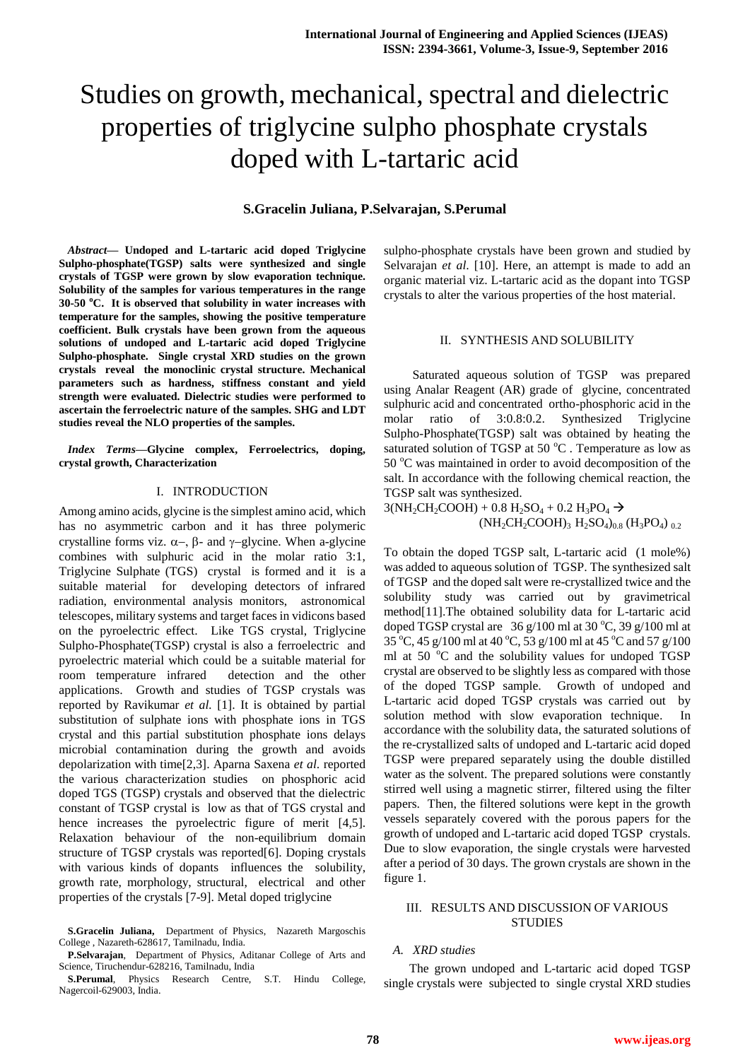# Studies on growth, mechanical, spectral and dielectric properties of triglycine sulpho phosphate crystals doped with L-tartaric acid

**S.Gracelin Juliana, P.Selvarajan, S.Perumal**

***Abstract*— Undoped and L-tartaric acid doped Triglycine Sulpho-phosphate(TGSP) salts were synthesized and single crystals of TGSP were grown by slow evaporation technique. Solubility of the samples for various temperatures in the range 30-50 °C. It is observed that solubility in water increases with temperature for the samples, showing the positive temperature coefficient. Bulk crystals have been grown from the aqueous solutions of undoped and L-tartaric acid doped Triglycine Sulpho-phosphate. Single crystal XRD studies on the grown crystals reveal the monoclinic crystal structure. Mechanical parameters such as hardness, stiffness constant and yield strength were evaluated. Dielectric studies were performed to ascertain the ferroelectric nature of the samples. SHG and LDT studies reveal the NLO properties of the samples.**

***Index Terms*—Glycine complex, Ferroelectrics, doping, crystal growth, Characterization**

## I. INTRODUCTION

Among amino acids, glycine is the simplest amino acid, which has no asymmetric carbon and it has three polymeric crystalline forms viz. α–, β- and γ–glycine. When a-glycine combines with sulphuric acid in the molar ratio 3:1, Triglycine Sulphate (TGS) crystal is formed and it is a suitable material for developing detectors of infrared radiation, environmental analysis monitors, astronomical telescopes, military systems and target faces in vidicons based on the pyroelectric effect. Like TGS crystal, Triglycine Sulpho-Phosphate(TGSP) crystal is also a ferroelectric and pyroelectric material which could be a suitable material for room temperature infrared detection and the other applications. Growth and studies of TGSP crystals was reported by Ravikumar *et al.* [1]. It is obtained by partial substitution of sulphate ions with phosphate ions in TGS crystal and this partial substitution phosphate ions delays microbial contamination during the growth and avoids depolarization with time[2,3]. Aparna Saxena *et al.* reported the various characterization studies on phosphoric acid doped TGS (TGSP) crystals and observed that the dielectric constant of TGSP crystal is low as that of TGS crystal and hence increases the pyroelectric figure of merit [4,5]. Relaxation behaviour of the non-equilibrium domain structure of TGSP crystals was reported[6]. Doping crystals with various kinds of dopants influences the solubility, growth rate, morphology, structural, electrical and other properties of the crystals [7-9]. Metal doped triglycine sulpho-phosphate crystals have been grown and studied by Selvarajan *et al.* [10]. Here, an attempt is made to add an organic material viz. L-tartaric acid as the dopant into TGSP crystals to alter the various properties of the host material.

**S.Gracelin Juliana,** Department of Physics, Nazareth Margoschis College , Nazareth-628617, Tamilnadu, India.

**P.Selvarajan**, Department of Physics, Aditanar College of Arts and Science, Tiruchendur-628216, Tamilnadu, India

**S.Perumal**, Physics Research Centre, S.T. Hindu College, Nagercoil-629003, India.

## II. SYNTHESIS AND SOLUBILITY

Saturated aqueous solution of TGSP was prepared using Analar Reagent (AR) grade of glycine, concentrated sulphuric acid and concentrated ortho-phosphoric acid in the molar ratio of 3:0.8:0.2. Synthesized Triglycine Sulpho-Phosphate(TGSP) salt was obtained by heating the saturated solution of TGSP at 50 °C . Temperature as low as 50 °C was maintained in order to avoid decomposition of the salt. In accordance with the following chemical reaction, the TGSP salt was synthesized.

$$3(NH_2CH_2COOH) + 0.8\ H_2SO_4 + 0.2\ H_3PO_4 \rightarrow (NH_2CH_2COOH)_3\ H_2SO_4)_{0.8}\ (H_3PO_4)_{0.2}$$

To obtain the doped TGSP salt, L-tartaric acid (1 mole%) was added to aqueous solution of TGSP. The synthesized salt of TGSP and the doped salt were re-crystallized twice and the solubility study was carried out by gravimetrical method[11].The obtained solubility data for L-tartaric acid doped TGSP crystal are 36 g/100 ml at 30 °C, 39 g/100 ml at 35 °C, 45 g/100 ml at 40 °C, 53 g/100 ml at 45 °C and 57 g/100 ml at 50 °C and the solubility values for undoped TGSP crystal are observed to be slightly less as compared with those of the doped TGSP sample. Growth of undoped and L-tartaric acid doped TGSP crystals was carried out by solution method with slow evaporation technique. In accordance with the solubility data, the saturated solutions of the re-crystallized salts of undoped and L-tartaric acid doped TGSP were prepared separately using the double distilled water as the solvent. The prepared solutions were constantly stirred well using a magnetic stirrer, filtered using the filter papers. Then, the filtered solutions were kept in the growth vessels separately covered with the porous papers for the growth of undoped and L-tartaric acid doped TGSP crystals. Due to slow evaporation, the single crystals were harvested after a period of 30 days. The grown crystals are shown in the figure 1.

## III. RESULTS AND DISCUSSION OF VARIOUS STUDIES

### *A. XRD studies*

The grown undoped and L-tartaric acid doped TGSP single crystals were subjected to single crystal XRD studies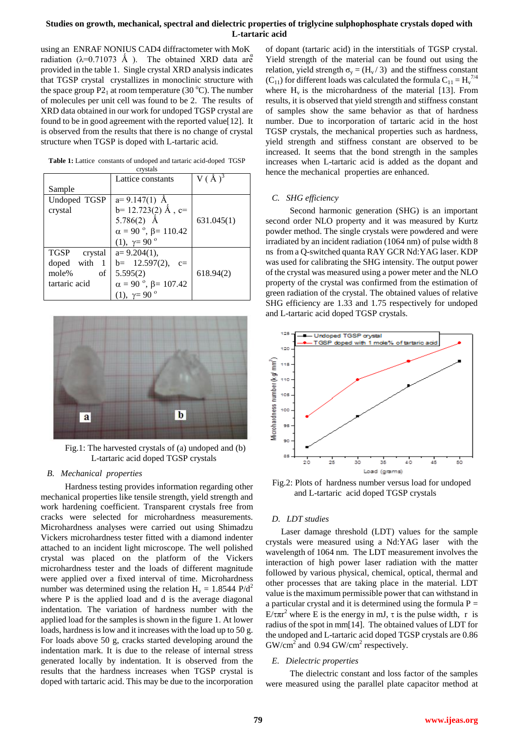using an ENRAF NONIUS CAD4 diffractometer with MoK$_\alpha$ radiation ($\lambda$=0.71073 Å). The obtained XRD data are provided in the table 1. Single crystal XRD analysis indicates that TGSP crystal crystallizes in monoclinic structure with the space group $P2_1$ at room temperature (30 °C). The number of molecules per unit cell was found to be 2. The results of XRD data obtained in our work for undoped TGSP crystal are found to be in good agreement with the reported value[12]. It is observed from the results that there is no change of crystal structure when TGSP is doped with L-tartaric acid.

**Table 1:** Lattice constants of undoped and tartaric acid-doped TGSP crystals

| Sample | Lattice constants | V (Å)$^3$ |
|---|---|---|
| Undoped TGSP crystal | a= 9.147(1) Å b= 12.723(2) Å , c= 5.786(2) Å $\alpha$ = 90 °, $\beta$= 110.42 (1), $\gamma$= 90 ° | 631.045(1) |
| TGSP crystal doped with 1 mole% of tartaric acid | a= 9.204(1), b= 12.597(2), c= 5.595(2) $\alpha$ = 90 °, $\beta$= 107.42 (1), $\gamma$= 90 ° | 618.94(2) |

Fig.1: The harvested crystals of (a) undoped and (b) L-tartaric acid doped TGSP crystals

### *B. Mechanical properties*

Hardness testing provides information regarding other mechanical properties like tensile strength, yield strength and work hardening coefficient. Transparent crystals free from cracks were selected for microhardness measurements. Microhardness analyses were carried out using Shimadzu Vickers microhardness tester with a diamond indenter attached to an incident light microscope. The well polished crystal was placed on the platform of the Vickers microhardness tester and the loads of different magnitude were applied over a fixed interval of time. Microhardness number was determined using the relation $H_v = 1.8544\ P/d^2$ where P is the applied load and d is the average diagonal indentation. The variation of hardness number with the applied load for the samples is shown in the figure 1. At lower loads, hardness is low and it increases with the load up to 50 g. For loads above 50 g, cracks started developing around the indentation mark. It is due to the release of internal stress generated locally by indentation. It is observed from the results that the hardness increases when TGSP crystal is doped with tartaric acid. This may be due to the incorporation of dopant (tartaric acid) in the interstitials of TGSP crystal. Yield strength of the material can be found out using the relation, yield strength $\sigma_y = (H_v / 3)$ and the stiffness constant ($C_{11}$) for different loads was calculated the formula $C_{11} = H_v^{7/4}$ where $H_v$ is the microhardness of the material [13]. From results, it is observed that yield strength and stiffness constant of samples show the same behavior as that of hardness number. Due to incorporation of tartaric acid in the host TGSP crystals, the mechanical properties such as hardness, yield strength and stiffness constant are observed to be increased. It seems that the bond strength in the samples increases when L-tartaric acid is added as the dopant and hence the mechanical properties are enhanced.

### *C. SHG efficiency*

Second harmonic generation (SHG) is an important second order NLO property and it was measured by Kurtz powder method. The single crystals were powdered and were irradiated by an incident radiation (1064 nm) of pulse width 8 ns from a Q-switched quanta RAY GCR Nd:YAG laser. KDP was used for calibrating the SHG intensity. The output power of the crystal was measured using a power meter and the NLO property of the crystal was confirmed from the estimation of green radiation of the crystal. The obtained values of relative SHG efficiency are 1.33 and 1.75 respectively for undoped and L-tartaric acid doped TGSP crystals.

Fig.2: Plots of hardness number versus load for undoped and L-tartaric acid doped TGSP crystals

### *D. LDT studies*

Laser damage threshold (LDT) values for the sample crystals were measured using a Nd:YAG laser with the wavelength of 1064 nm. The LDT measurement involves the interaction of high power laser radiation with the matter followed by various physical, chemical, optical, thermal and other processes that are taking place in the material. LDT is the maximum permissible power that can withstand in a particular crystal and it is determined using the formula $P = E/\tau\pi r^2$ where E is the energy in mJ, $\tau$ is the pulse width, r is radius of the spot in mm[14]. The obtained values of LDT for the undoped and L-tartaric acid doped TGSP crystals are 0.86 GW/cm$^2$ and 0.94 GW/cm$^2$ respectively.

### *E. Dielectric properties*

The dielectric constant and loss factor of the samples were measured using the parallel plate capacitor method at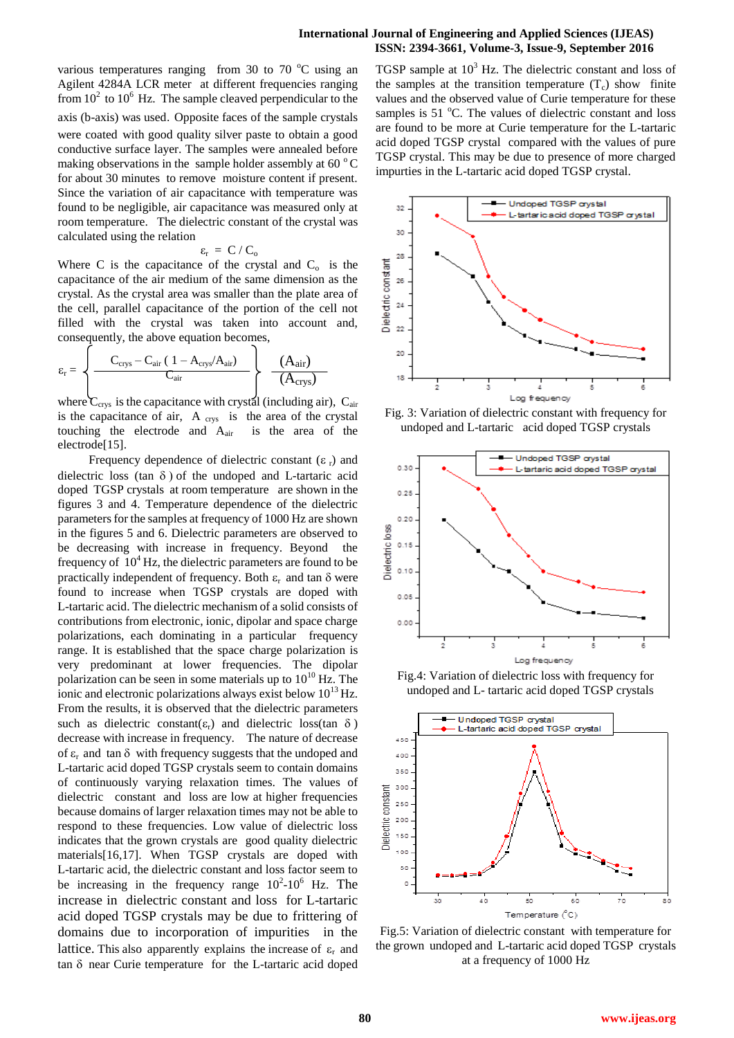various temperatures ranging from 30 to 70 °C using an Agilent 4284A LCR meter at different frequencies ranging from $10^2$ to $10^6$ Hz. The sample cleaved perpendicular to the axis (b-axis) was used. Opposite faces of the sample crystals were coated with good quality silver paste to obtain a good conductive surface layer. The samples were annealed before making observations in the sample holder assembly at 60 °C for about 30 minutes to remove moisture content if present. Since the variation of air capacitance with temperature was found to be negligible, air capacitance was measured only at room temperature. The dielectric constant of the crystal was calculated using the relation

$$\varepsilon_r = C / C_o$$

Where C is the capacitance of the crystal and $C_o$ is the capacitance of the air medium of the same dimension as the crystal. As the crystal area was smaller than the plate area of the cell, parallel capacitance of the portion of the cell not filled with the crystal was taken into account and, consequently, the above equation becomes,

$$\varepsilon_r = \left\{ \frac{C_{crys} - C_{air}\,(1 - A_{crys}/A_{air})}{C_{air}} \right\} \frac{(A_{air})}{(A_{crys})}$$

where $C_{crys}$ is the capacitance with crystal (including air), $C_{air}$ is the capacitance of air, $A_{crys}$ is the area of the crystal touching the electrode and $A_{air}$ is the area of the electrode[15].

Frequency dependence of dielectric constant ($\varepsilon_r$) and dielectric loss (tan δ) of the undoped and L-tartaric acid doped TGSP crystals at room temperature are shown in the figures 3 and 4. Temperature dependence of the dielectric parameters for the samples at frequency of 1000 Hz are shown in the figures 5 and 6. Dielectric parameters are observed to be decreasing with increase in frequency. Beyond the frequency of $10^4$ Hz, the dielectric parameters are found to be practically independent of frequency. Both $\varepsilon_r$ and tan δ were found to increase when TGSP crystals are doped with L-tartaric acid. The dielectric mechanism of a solid consists of contributions from electronic, ionic, dipolar and space charge polarizations, each dominating in a particular frequency range. It is established that the space charge polarization is very predominant at lower frequencies. The dipolar polarization can be seen in some materials up to $10^{10}$ Hz. The ionic and electronic polarizations always exist below $10^{13}$ Hz. From the results, it is observed that the dielectric parameters such as dielectric constant($\varepsilon_r$) and dielectric loss(tan δ) decrease with increase in frequency. The nature of decrease of $\varepsilon_r$ and tan δ with frequency suggests that the undoped and L-tartaric acid doped TGSP crystals seem to contain domains of continuously varying relaxation times. The values of dielectric constant and loss are low at higher frequencies because domains of larger relaxation times may not be able to respond to these frequencies. Low value of dielectric loss indicates that the grown crystals are good quality dielectric materials[16,17]. When TGSP crystals are doped with L-tartaric acid, the dielectric constant and loss factor seem to be increasing in the frequency range $10^2$-$10^6$ Hz. The increase in dielectric constant and loss for L-tartaric acid doped TGSP crystals may be due to frittering of domains due to incorporation of impurities in the lattice. This also apparently explains the increase of $\varepsilon_r$ and tan δ near Curie temperature for the L-tartaric acid doped TGSP sample at $10^3$ Hz. The dielectric constant and loss of the samples at the transition temperature ($T_c$) show finite values and the observed value of Curie temperature for these samples is 51 °C. The values of dielectric constant and loss are found to be more at Curie temperature for the L-tartaric acid doped TGSP crystal compared with the values of pure TGSP crystal. This may be due to presence of more charged impurities in the L-tartaric acid doped TGSP crystal.

Fig. 3: Variation of dielectric constant with frequency for undoped and L-tartaric acid doped TGSP crystals

Fig.4: Variation of dielectric loss with frequency for undoped and L- tartaric acid doped TGSP crystals

Fig.5: Variation of dielectric constant with temperature for the grown undoped and L-tartaric acid doped TGSP crystals at a frequency of 1000 Hz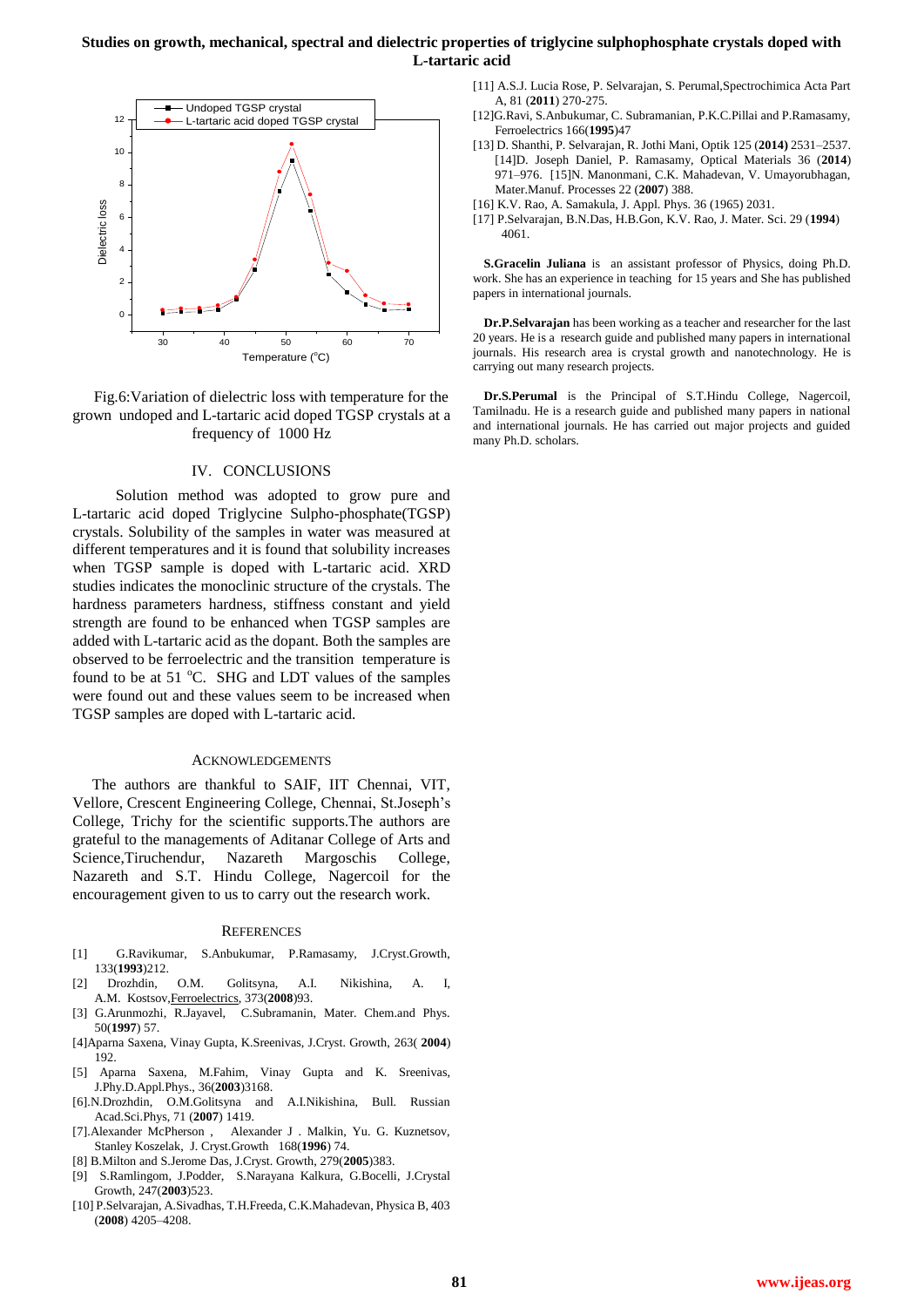Undoped TGSP crystal
L-tartaric acid doped TGSP crystal

Dielectric loss

12
10
8
6
4
2
0

30 40 50 60 70

Temperature (°C)

Fig.6:Variation of dielectric loss with temperature for the grown undoped and L-tartaric acid doped TGSP crystals at a frequency of 1000 Hz

## IV. CONCLUSIONS

Solution method was adopted to grow pure and L-tartaric acid doped Triglycine Sulpho-phosphate(TGSP) crystals. Solubility of the samples in water was measured at different temperatures and it is found that solubility increases when TGSP sample is doped with L-tartaric acid. XRD studies indicates the monoclinic structure of the crystals. The hardness parameters hardness, stiffness constant and yield strength are found to be enhanced when TGSP samples are added with L-tartaric acid as the dopant. Both the samples are observed to be ferroelectric and the transition temperature is found to be at 51 °C. SHG and LDT values of the samples were found out and these values seem to be increased when TGSP samples are doped with L-tartaric acid.

## ACKNOWLEDGEMENTS

The authors are thankful to SAIF, IIT Chennai, VIT, Vellore, Crescent Engineering College, Chennai, St.Joseph's College, Trichy for the scientific supports.The authors are grateful to the managements of Aditanar College of Arts and Science,Tiruchendur, Nazareth Margoschis College, Nazareth and S.T. Hindu College, Nagercoil for the encouragement given to us to carry out the research work.

## REFERENCES

[1] G.Ravikumar, S.Anbukumar, P.Ramasamy, J.Cryst.Growth, 133(**1993**)212.

[2] Drozhdin, O.M. Golitsyna, A.I. Nikishina, A. I, A.M. Kostsov,Ferroelectrics, 373(**2008**)93.

[3] G.Arunmozhi, R.Jayavel, C.Subramanin, Mater. Chem.and Phys. 50(**1997**) 57.

[4]Aparna Saxena, Vinay Gupta, K.Sreenivas, J.Cryst. Growth, 263( **2004**) 192.

[5] Aparna Saxena, M.Fahim, Vinay Gupta and K. Sreenivas, J.Phy.D.Appl.Phys., 36(**2003**)3168.

[6].N.Drozhdin, O.M.Golitsyna and A.I.Nikishina, Bull. Russian Acad.Sci.Phys, 71 (**2007**) 1419.

[7].Alexander McPherson , Alexander J . Malkin, Yu. G. Kuznetsov, Stanley Koszelak, J. Cryst.Growth 168(**1996**) 74.

[8] B.Milton and S.Jerome Das, J.Cryst. Growth, 279(**2005**)383.

[9] S.Ramlingom, J.Podder, S.Narayana Kalkura, G.Bocelli, J.Crystal Growth, 247(**2003**)523.

[10] P.Selvarajan, A.Sivadhas, T.H.Freeda, C.K.Mahadevan, Physica B, 403 (**2008**) 4205–4208.

[11] A.S.J. Lucia Rose, P. Selvarajan, S. Perumal,Spectrochimica Acta Part A, 81 (**2011**) 270-275.

[12]G.Ravi, S.Anbukumar, C. Subramanian, P.K.C.Pillai and P.Ramasamy, Ferroelectrics 166(**1995**)47

[13] D. Shanthi, P. Selvarajan, R. Jothi Mani, Optik 125 (**2014)** 2531–2537. [14]D. Joseph Daniel, P. Ramasamy, Optical Materials 36 (**2014**) 971–976. [15]N. Manonmani, C.K. Mahadevan, V. Umayorubhagan, Mater.Manuf. Processes 22 (**2007**) 388.

[16] K.V. Rao, A. Samakula, J. Appl. Phys. 36 (1965) 2031.

[17] P.Selvarajan, B.N.Das, H.B.Gon, K.V. Rao, J. Mater. Sci. 29 (**1994**) 4061.

**S.Gracelin Juliana** is an assistant professor of Physics, doing Ph.D. work. She has an experience in teaching for 15 years and She has published papers in international journals.

**Dr.P.Selvarajan** has been working as a teacher and researcher for the last 20 years. He is a research guide and published many papers in international journals. His research area is crystal growth and nanotechnology. He is carrying out many research projects.

**Dr.S.Perumal** is the Principal of S.T.Hindu College, Nagercoil, Tamilnadu. He is a research guide and published many papers in national and international journals. He has carried out major projects and guided many Ph.D. scholars.